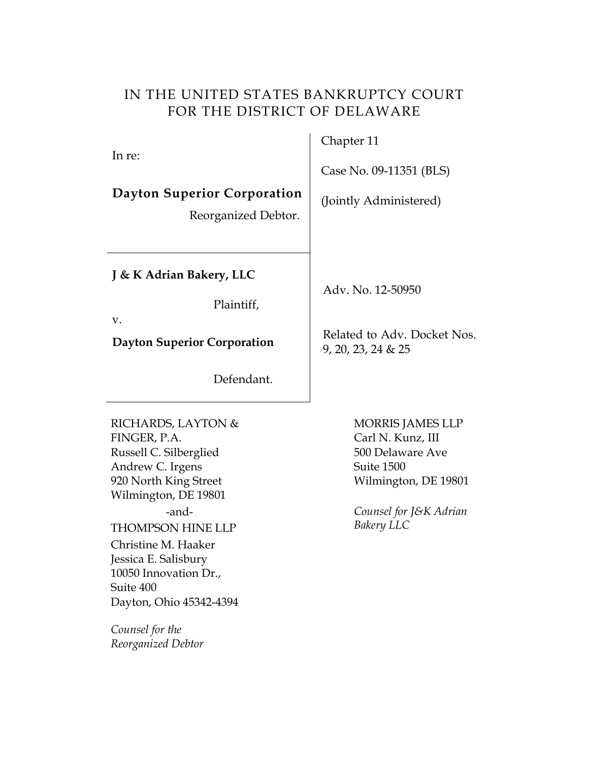# IN THE UNITED STATES BANKRUPTCY COURT FOR THE DISTRICT OF DELAWARE

| | |
|---|---|
| In re:<br><br>**Dayton Superior Corporation**<br>Reorganized Debtor. | Chapter 11<br><br>Case No. 09-11351 (BLS)<br><br>(Jointly Administered) |
| **J & K Adrian Bakery, LLC**<br>Plaintiff,<br>v.<br>**Dayton Superior Corporation**<br>Defendant. | Adv. No. 12-50950<br><br>Related to Adv. Docket Nos. 9, 20, 23, 24 & 25 |

RICHARDS, LAYTON & FINGER, P.A.
Russell C. Silberglied
Andrew C. Irgens
920 North King Street
Wilmington, DE 19801

-and-

THOMPSON HINE LLP
Christine M. Haaker
Jessica E. Salisbury
10050 Innovation Dr.,
Suite 400
Dayton, Ohio 45342-4394

*Counsel for the Reorganized Debtor*

MORRIS JAMES LLP
Carl N. Kunz, III
500 Delaware Ave
Suite 1500
Wilmington, DE 19801

*Counsel for J&K Adrian Bakery LLC*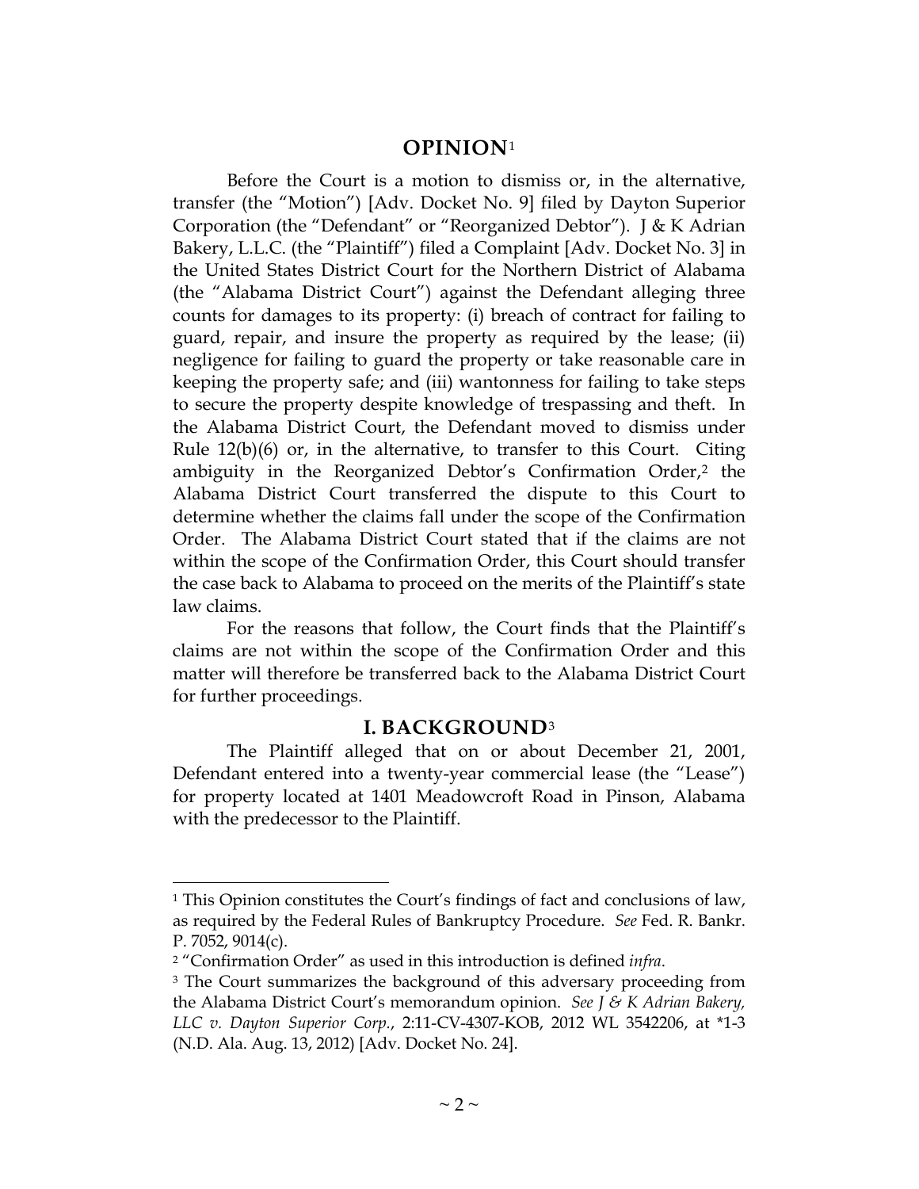# OPINION[1]

Before the Court is a motion to dismiss or, in the alternative, transfer (the "Motion") [Adv. Docket No. 9] filed by Dayton Superior Corporation (the "Defendant" or "Reorganized Debtor"). J & K Adrian Bakery, L.L.C. (the "Plaintiff") filed a Complaint [Adv. Docket No. 3] in the United States District Court for the Northern District of Alabama (the "Alabama District Court") against the Defendant alleging three counts for damages to its property: (i) breach of contract for failing to guard, repair, and insure the property as required by the lease; (ii) negligence for failing to guard the property or take reasonable care in keeping the property safe; and (iii) wantonness for failing to take steps to secure the property despite knowledge of trespassing and theft. In the Alabama District Court, the Defendant moved to dismiss under Rule 12(b)(6) or, in the alternative, to transfer to this Court. Citing ambiguity in the Reorganized Debtor's Confirmation Order,[2] the Alabama District Court transferred the dispute to this Court to determine whether the claims fall under the scope of the Confirmation Order. The Alabama District Court stated that if the claims are not within the scope of the Confirmation Order, this Court should transfer the case back to Alabama to proceed on the merits of the Plaintiff's state law claims.

For the reasons that follow, the Court finds that the Plaintiff's claims are not within the scope of the Confirmation Order and this matter will therefore be transferred back to the Alabama District Court for further proceedings.

## I. BACKGROUND[3]

The Plaintiff alleged that on or about December 21, 2001, Defendant entered into a twenty-year commercial lease (the "Lease") for property located at 1401 Meadowcroft Road in Pinson, Alabama with the predecessor to the Plaintiff.

---

[1] This Opinion constitutes the Court's findings of fact and conclusions of law, as required by the Federal Rules of Bankruptcy Procedure. *See* Fed. R. Bankr. P. 7052, 9014(c).

[2] "Confirmation Order" as used in this introduction is defined *infra*.

[3] The Court summarizes the background of this adversary proceeding from the Alabama District Court's memorandum opinion. *See J & K Adrian Bakery, LLC v. Dayton Superior Corp.*, 2:11-CV-4307-KOB, 2012 WL 3542206, at *1-3 (N.D. Ala. Aug. 13, 2012) [Adv. Docket No. 24].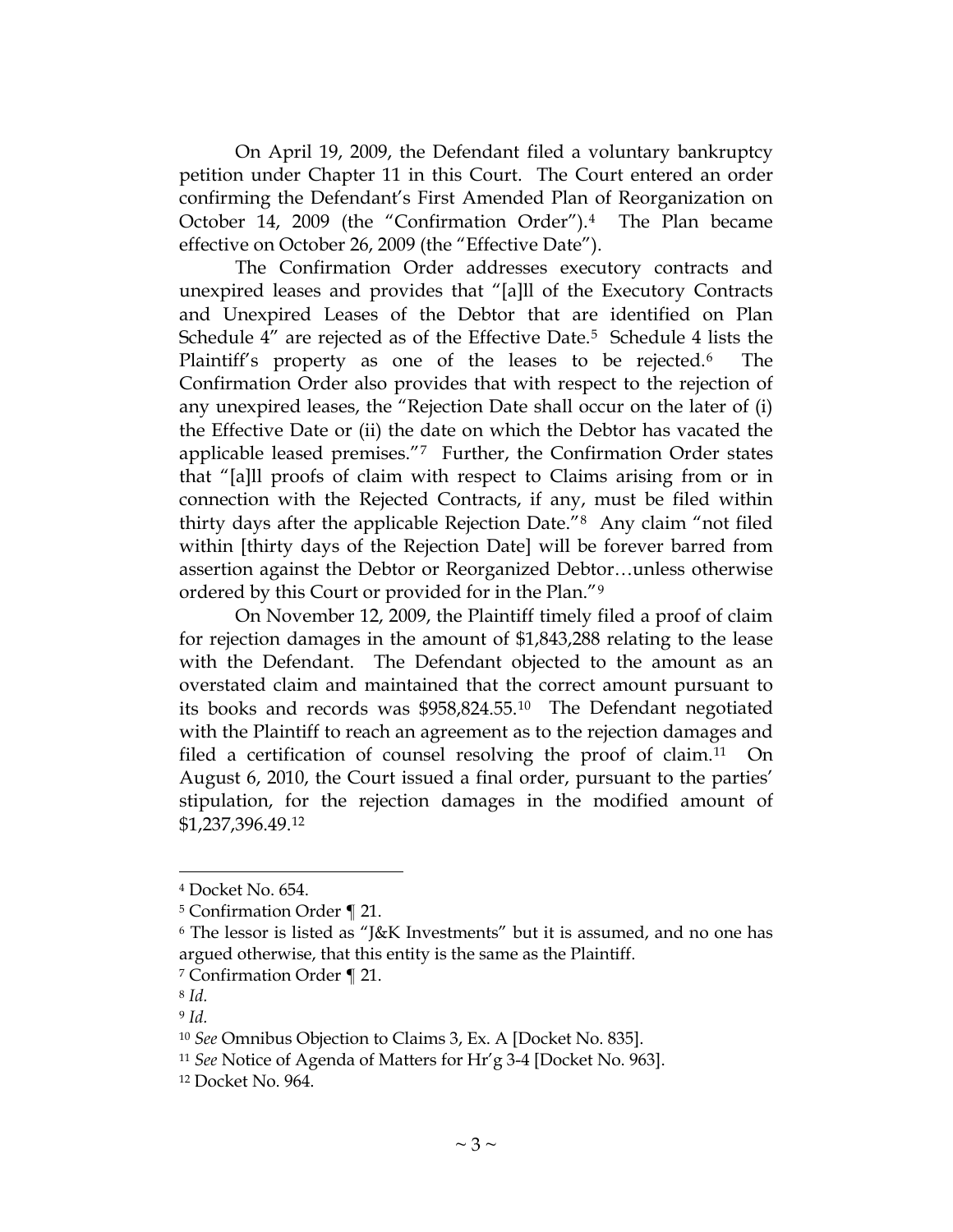On April 19, 2009, the Defendant filed a voluntary bankruptcy petition under Chapter 11 in this Court. The Court entered an order confirming the Defendant's First Amended Plan of Reorganization on October 14, 2009 (the "Confirmation Order").[4] The Plan became effective on October 26, 2009 (the "Effective Date").

The Confirmation Order addresses executory contracts and unexpired leases and provides that "[a]ll of the Executory Contracts and Unexpired Leases of the Debtor that are identified on Plan Schedule 4" are rejected as of the Effective Date.[5] Schedule 4 lists the Plaintiff's property as one of the leases to be rejected.[6] The Confirmation Order also provides that with respect to the rejection of any unexpired leases, the "Rejection Date shall occur on the later of (i) the Effective Date or (ii) the date on which the Debtor has vacated the applicable leased premises."[7] Further, the Confirmation Order states that "[a]ll proofs of claim with respect to Claims arising from or in connection with the Rejected Contracts, if any, must be filed within thirty days after the applicable Rejection Date."[8] Any claim "not filed within [thirty days of the Rejection Date] will be forever barred from assertion against the Debtor or Reorganized Debtor…unless otherwise ordered by this Court or provided for in the Plan."[9]

On November 12, 2009, the Plaintiff timely filed a proof of claim for rejection damages in the amount of $1,843,288 relating to the lease with the Defendant. The Defendant objected to the amount as an overstated claim and maintained that the correct amount pursuant to its books and records was $958,824.55.[10] The Defendant negotiated with the Plaintiff to reach an agreement as to the rejection damages and filed a certification of counsel resolving the proof of claim.[11] On August 6, 2010, the Court issued a final order, pursuant to the parties' stipulation, for the rejection damages in the modified amount of $1,237,396.49.[12]

---

[4] Docket No. 654.

[5] Confirmation Order ¶ 21.

[6] The lessor is listed as "J&K Investments" but it is assumed, and no one has argued otherwise, that this entity is the same as the Plaintiff.

[7] Confirmation Order ¶ 21.

[8] *Id.*

[9] *Id.*

[10] *See* Omnibus Objection to Claims 3, Ex. A [Docket No. 835].

[11] *See* Notice of Agenda of Matters for Hr'g 3-4 [Docket No. 963].

[12] Docket No. 964.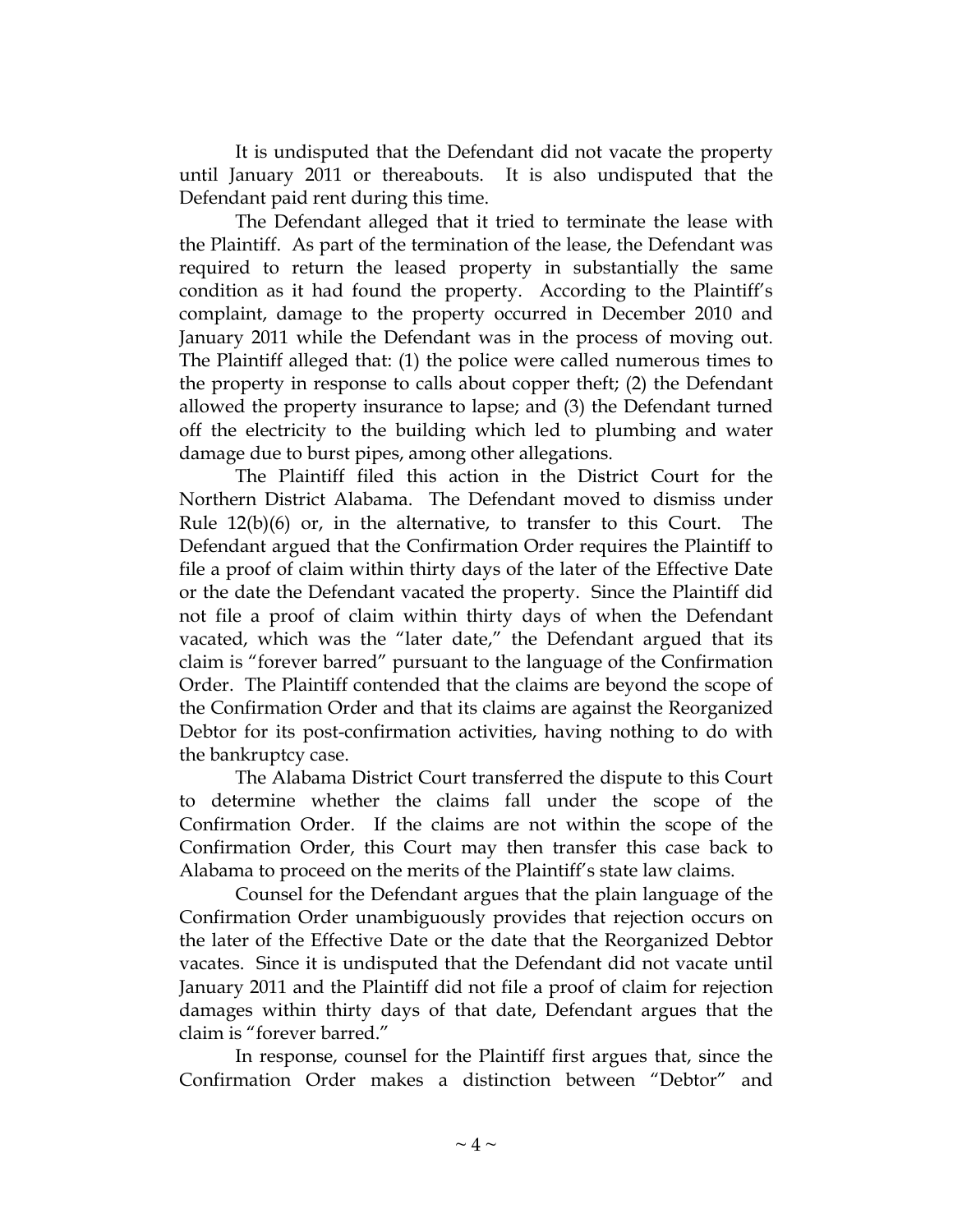It is undisputed that the Defendant did not vacate the property until January 2011 or thereabouts. It is also undisputed that the Defendant paid rent during this time.

The Defendant alleged that it tried to terminate the lease with the Plaintiff. As part of the termination of the lease, the Defendant was required to return the leased property in substantially the same condition as it had found the property. According to the Plaintiff's complaint, damage to the property occurred in December 2010 and January 2011 while the Defendant was in the process of moving out. The Plaintiff alleged that: (1) the police were called numerous times to the property in response to calls about copper theft; (2) the Defendant allowed the property insurance to lapse; and (3) the Defendant turned off the electricity to the building which led to plumbing and water damage due to burst pipes, among other allegations.

The Plaintiff filed this action in the District Court for the Northern District Alabama. The Defendant moved to dismiss under Rule 12(b)(6) or, in the alternative, to transfer to this Court. The Defendant argued that the Confirmation Order requires the Plaintiff to file a proof of claim within thirty days of the later of the Effective Date or the date the Defendant vacated the property. Since the Plaintiff did not file a proof of claim within thirty days of when the Defendant vacated, which was the "later date," the Defendant argued that its claim is "forever barred" pursuant to the language of the Confirmation Order. The Plaintiff contended that the claims are beyond the scope of the Confirmation Order and that its claims are against the Reorganized Debtor for its post-confirmation activities, having nothing to do with the bankruptcy case.

The Alabama District Court transferred the dispute to this Court to determine whether the claims fall under the scope of the Confirmation Order. If the claims are not within the scope of the Confirmation Order, this Court may then transfer this case back to Alabama to proceed on the merits of the Plaintiff's state law claims.

Counsel for the Defendant argues that the plain language of the Confirmation Order unambiguously provides that rejection occurs on the later of the Effective Date or the date that the Reorganized Debtor vacates. Since it is undisputed that the Defendant did not vacate until January 2011 and the Plaintiff did not file a proof of claim for rejection damages within thirty days of that date, Defendant argues that the claim is "forever barred."

In response, counsel for the Plaintiff first argues that, since the Confirmation Order makes a distinction between "Debtor" and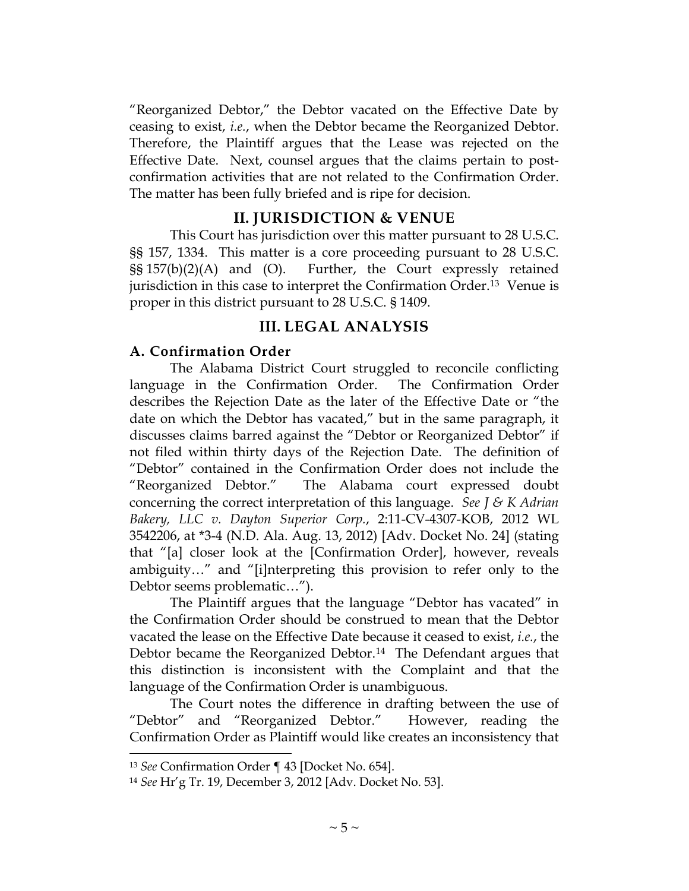"Reorganized Debtor," the Debtor vacated on the Effective Date by ceasing to exist, *i.e.*, when the Debtor became the Reorganized Debtor. Therefore, the Plaintiff argues that the Lease was rejected on the Effective Date. Next, counsel argues that the claims pertain to post-confirmation activities that are not related to the Confirmation Order. The matter has been fully briefed and is ripe for decision.

## II. JURISDICTION & VENUE

This Court has jurisdiction over this matter pursuant to 28 U.S.C. §§ 157, 1334. This matter is a core proceeding pursuant to 28 U.S.C. §§ 157(b)(2)(A) and (O). Further, the Court expressly retained jurisdiction in this case to interpret the Confirmation Order.[13] Venue is proper in this district pursuant to 28 U.S.C. § 1409.

## III. LEGAL ANALYSIS

### A. Confirmation Order

The Alabama District Court struggled to reconcile conflicting language in the Confirmation Order. The Confirmation Order describes the Rejection Date as the later of the Effective Date or "the date on which the Debtor has vacated," but in the same paragraph, it discusses claims barred against the "Debtor or Reorganized Debtor" if not filed within thirty days of the Rejection Date. The definition of "Debtor" contained in the Confirmation Order does not include the "Reorganized Debtor." The Alabama court expressed doubt concerning the correct interpretation of this language. *See J & K Adrian Bakery, LLC v. Dayton Superior Corp.*, 2:11-CV-4307-KOB, 2012 WL 3542206, at *3-4 (N.D. Ala. Aug. 13, 2012) [Adv. Docket No. 24] (stating that "[a] closer look at the [Confirmation Order], however, reveals ambiguity…" and "[i]nterpreting this provision to refer only to the Debtor seems problematic…").

The Plaintiff argues that the language "Debtor has vacated" in the Confirmation Order should be construed to mean that the Debtor vacated the lease on the Effective Date because it ceased to exist, *i.e.*, the Debtor became the Reorganized Debtor.[14] The Defendant argues that this distinction is inconsistent with the Complaint and that the language of the Confirmation Order is unambiguous.

The Court notes the difference in drafting between the use of "Debtor" and "Reorganized Debtor." However, reading the Confirmation Order as Plaintiff would like creates an inconsistency that

---

[13] *See* Confirmation Order ¶ 43 [Docket No. 654].

[14] *See* Hr'g Tr. 19, December 3, 2012 [Adv. Docket No. 53].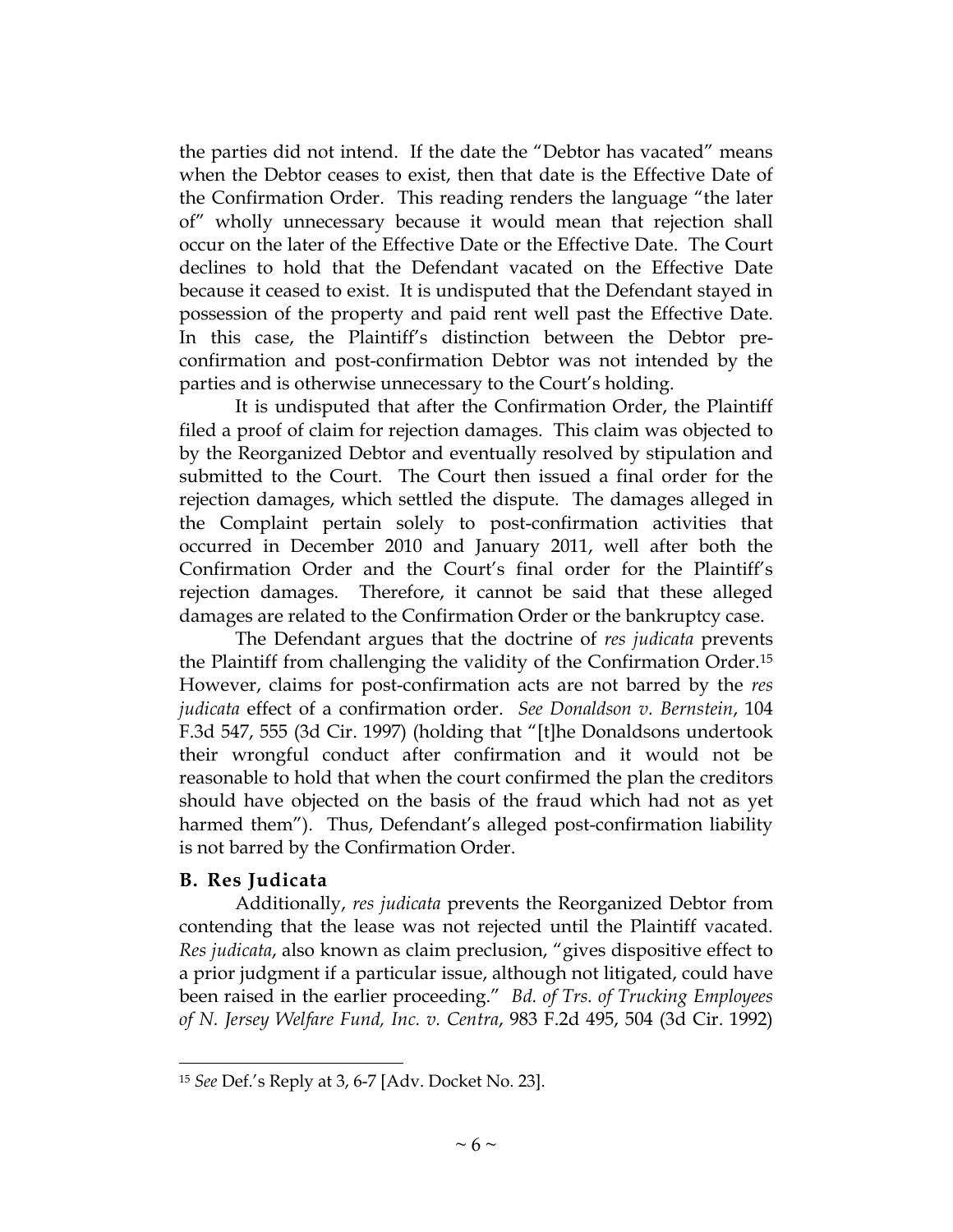the parties did not intend. If the date the "Debtor has vacated" means when the Debtor ceases to exist, then that date is the Effective Date of the Confirmation Order. This reading renders the language "the later of" wholly unnecessary because it would mean that rejection shall occur on the later of the Effective Date or the Effective Date. The Court declines to hold that the Defendant vacated on the Effective Date because it ceased to exist. It is undisputed that the Defendant stayed in possession of the property and paid rent well past the Effective Date. In this case, the Plaintiff's distinction between the Debtor pre-confirmation and post-confirmation Debtor was not intended by the parties and is otherwise unnecessary to the Court's holding.

It is undisputed that after the Confirmation Order, the Plaintiff filed a proof of claim for rejection damages. This claim was objected to by the Reorganized Debtor and eventually resolved by stipulation and submitted to the Court. The Court then issued a final order for the rejection damages, which settled the dispute. The damages alleged in the Complaint pertain solely to post-confirmation activities that occurred in December 2010 and January 2011, well after both the Confirmation Order and the Court's final order for the Plaintiff's rejection damages. Therefore, it cannot be said that these alleged damages are related to the Confirmation Order or the bankruptcy case.

The Defendant argues that the doctrine of *res judicata* prevents the Plaintiff from challenging the validity of the Confirmation Order.[15] However, claims for post-confirmation acts are not barred by the *res judicata* effect of a confirmation order. *See Donaldson v. Bernstein*, 104 F.3d 547, 555 (3d Cir. 1997) (holding that "[t]he Donaldsons undertook their wrongful conduct after confirmation and it would not be reasonable to hold that when the court confirmed the plan the creditors should have objected on the basis of the fraud which had not as yet harmed them"). Thus, Defendant's alleged post-confirmation liability is not barred by the Confirmation Order.

### B. Res Judicata

Additionally, *res judicata* prevents the Reorganized Debtor from contending that the lease was not rejected until the Plaintiff vacated. *Res judicata*, also known as claim preclusion, "gives dispositive effect to a prior judgment if a particular issue, although not litigated, could have been raised in the earlier proceeding." *Bd. of Trs. of Trucking Employees of N. Jersey Welfare Fund, Inc. v. Centra*, 983 F.2d 495, 504 (3d Cir. 1992)

---

[15] *See* Def.'s Reply at 3, 6-7 [Adv. Docket No. 23].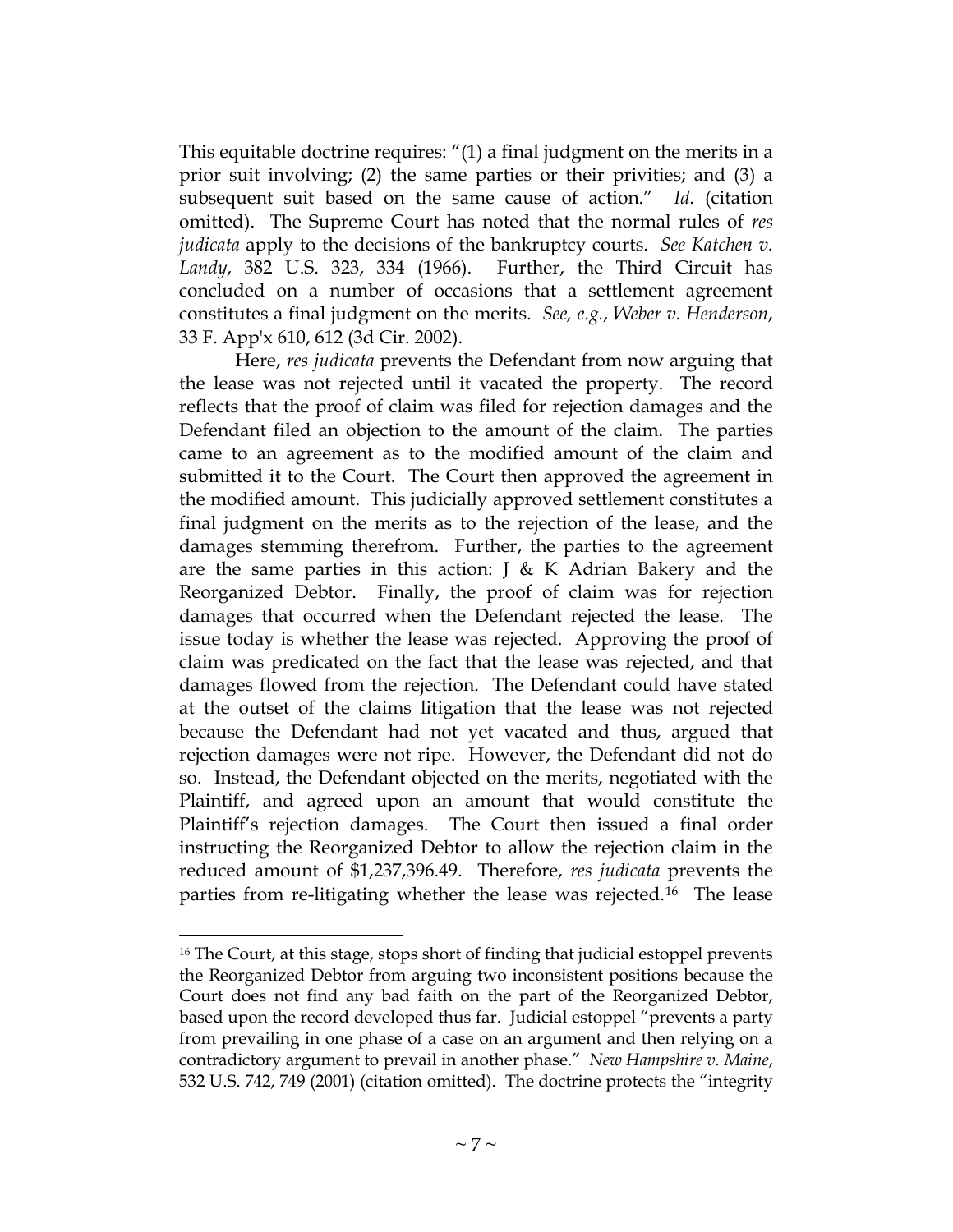This equitable doctrine requires: "(1) a final judgment on the merits in a prior suit involving; (2) the same parties or their privities; and (3) a subsequent suit based on the same cause of action." *Id.* (citation omitted). The Supreme Court has noted that the normal rules of *res judicata* apply to the decisions of the bankruptcy courts. *See Katchen v. Landy*, 382 U.S. 323, 334 (1966). Further, the Third Circuit has concluded on a number of occasions that a settlement agreement constitutes a final judgment on the merits. *See, e.g.*, *Weber v. Henderson*, 33 F. App'x 610, 612 (3d Cir. 2002).

Here, *res judicata* prevents the Defendant from now arguing that the lease was not rejected until it vacated the property. The record reflects that the proof of claim was filed for rejection damages and the Defendant filed an objection to the amount of the claim. The parties came to an agreement as to the modified amount of the claim and submitted it to the Court. The Court then approved the agreement in the modified amount. This judicially approved settlement constitutes a final judgment on the merits as to the rejection of the lease, and the damages stemming therefrom. Further, the parties to the agreement are the same parties in this action: J & K Adrian Bakery and the Reorganized Debtor. Finally, the proof of claim was for rejection damages that occurred when the Defendant rejected the lease. The issue today is whether the lease was rejected. Approving the proof of claim was predicated on the fact that the lease was rejected, and that damages flowed from the rejection. The Defendant could have stated at the outset of the claims litigation that the lease was not rejected because the Defendant had not yet vacated and thus, argued that rejection damages were not ripe. However, the Defendant did not do so. Instead, the Defendant objected on the merits, negotiated with the Plaintiff, and agreed upon an amount that would constitute the Plaintiff's rejection damages. The Court then issued a final order instructing the Reorganized Debtor to allow the rejection claim in the reduced amount of $1,237,396.49. Therefore, *res judicata* prevents the parties from re-litigating whether the lease was rejected.[16] The lease

---

[16] The Court, at this stage, stops short of finding that judicial estoppel prevents the Reorganized Debtor from arguing two inconsistent positions because the Court does not find any bad faith on the part of the Reorganized Debtor, based upon the record developed thus far. Judicial estoppel "prevents a party from prevailing in one phase of a case on an argument and then relying on a contradictory argument to prevail in another phase." *New Hampshire v. Maine*, 532 U.S. 742, 749 (2001) (citation omitted). The doctrine protects the "integrity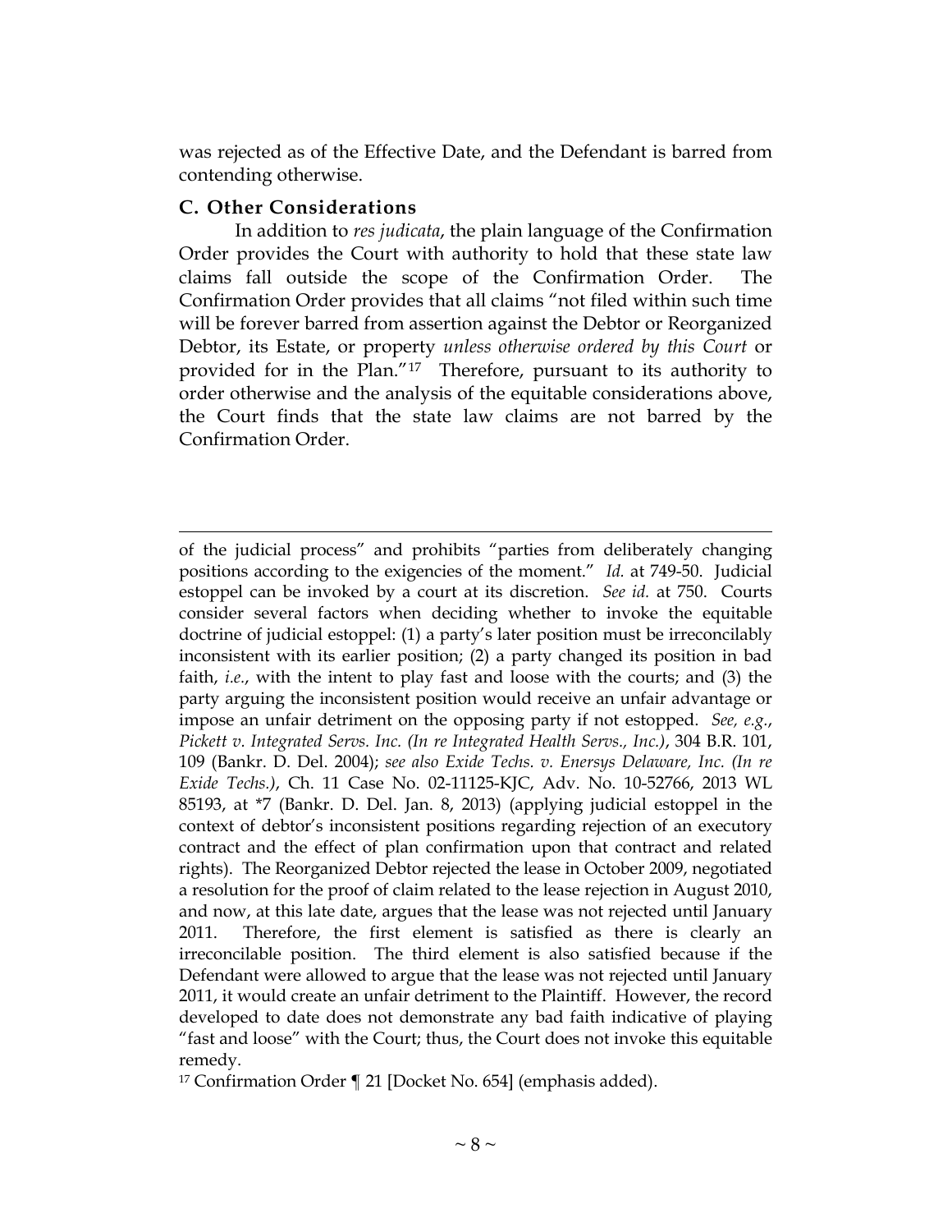was rejected as of the Effective Date, and the Defendant is barred from contending otherwise.

### C. Other Considerations

In addition to *res judicata*, the plain language of the Confirmation Order provides the Court with authority to hold that these state law claims fall outside the scope of the Confirmation Order. The Confirmation Order provides that all claims "not filed within such time will be forever barred from assertion against the Debtor or Reorganized Debtor, its Estate, or property *unless otherwise ordered by this Court* or provided for in the Plan."[17] Therefore, pursuant to its authority to order otherwise and the analysis of the equitable considerations above, the Court finds that the state law claims are not barred by the Confirmation Order.

---

of the judicial process" and prohibits "parties from deliberately changing positions according to the exigencies of the moment." *Id.* at 749-50. Judicial estoppel can be invoked by a court at its discretion. *See id.* at 750. Courts consider several factors when deciding whether to invoke the equitable doctrine of judicial estoppel: (1) a party's later position must be irreconcilably inconsistent with its earlier position; (2) a party changed its position in bad faith, *i.e.*, with the intent to play fast and loose with the courts; and (3) the party arguing the inconsistent position would receive an unfair advantage or impose an unfair detriment on the opposing party if not estopped. *See, e.g.*, *Pickett v. Integrated Servs. Inc. (In re Integrated Health Servs., Inc.)*, 304 B.R. 101, 109 (Bankr. D. Del. 2004); *see also Exide Techs. v. Enersys Delaware, Inc. (In re Exide Techs.)*, Ch. 11 Case No. 02-11125-KJC, Adv. No. 10-52766, 2013 WL 85193, at *7 (Bankr. D. Del. Jan. 8, 2013) (applying judicial estoppel in the context of debtor's inconsistent positions regarding rejection of an executory contract and the effect of plan confirmation upon that contract and related rights). The Reorganized Debtor rejected the lease in October 2009, negotiated a resolution for the proof of claim related to the lease rejection in August 2010, and now, at this late date, argues that the lease was not rejected until January 2011. Therefore, the first element is satisfied as there is clearly an irreconcilable position. The third element is also satisfied because if the Defendant were allowed to argue that the lease was not rejected until January 2011, it would create an unfair detriment to the Plaintiff. However, the record developed to date does not demonstrate any bad faith indicative of playing "fast and loose" with the Court; thus, the Court does not invoke this equitable remedy.

[17] Confirmation Order ¶ 21 [Docket No. 654] (emphasis added).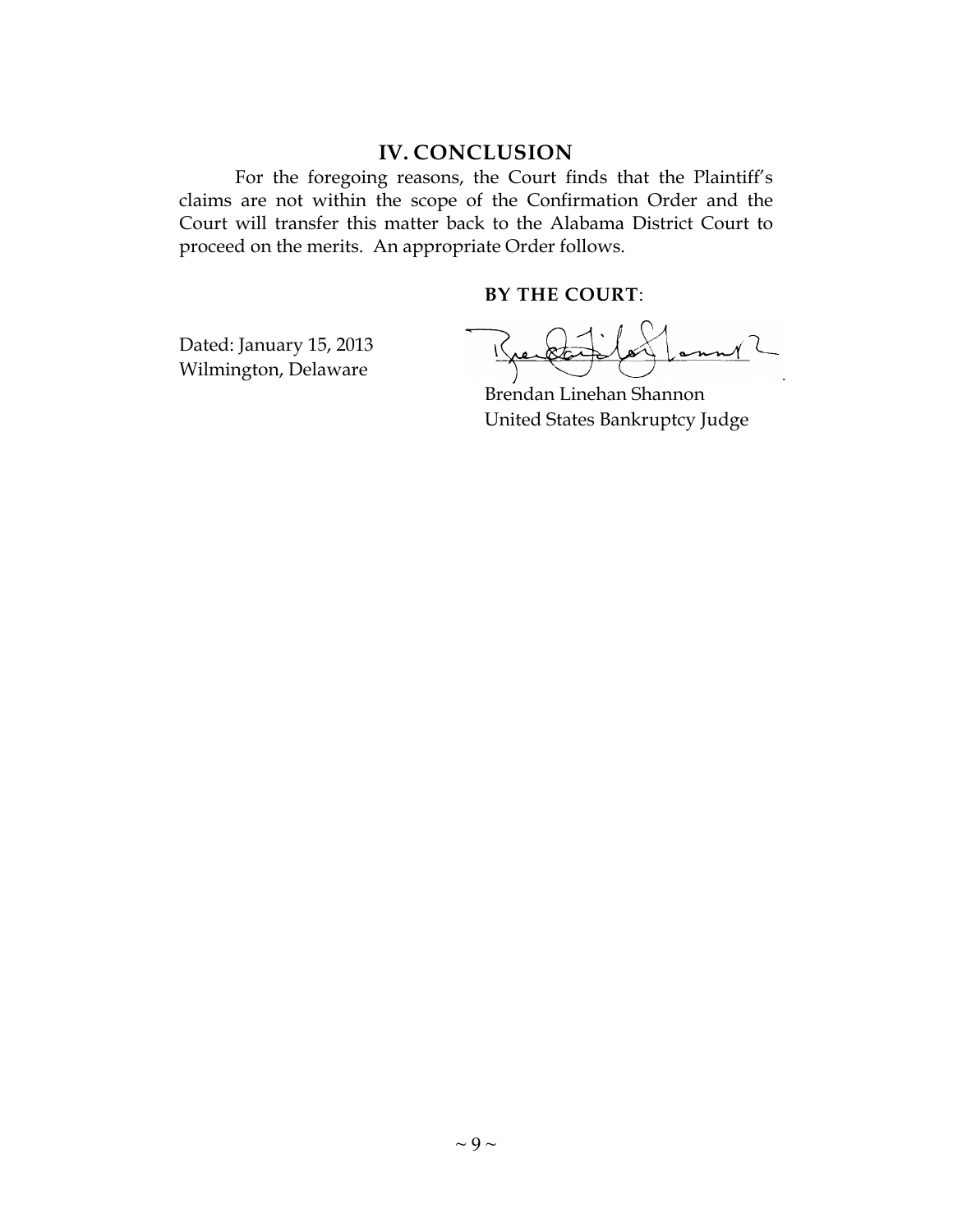## IV. CONCLUSION

For the foregoing reasons, the Court finds that the Plaintiff's claims are not within the scope of the Confirmation Order and the Court will transfer this matter back to the Alabama District Court to proceed on the merits. An appropriate Order follows.

**BY THE COURT**:

Dated: January 15, 2013
Wilmington, Delaware

Brendan Linehan Shannon
United States Bankruptcy Judge